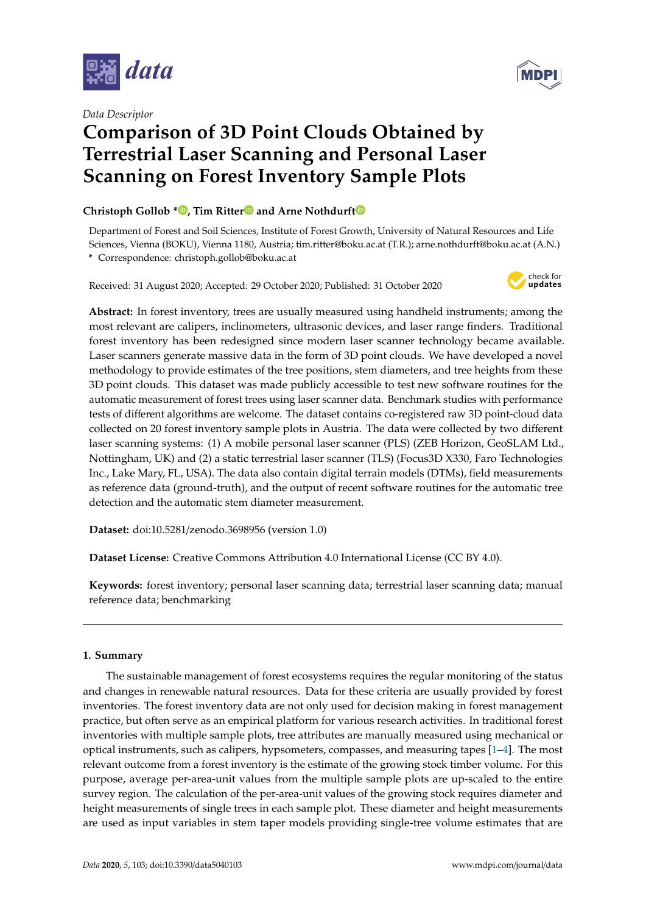*Data Descriptor*

# Comparison of 3D Point Clouds Obtained by Terrestrial Laser Scanning and Personal Laser Scanning on Forest Inventory Sample Plots

**Christoph Gollob \*, Tim Ritter and Arne Nothdurft**

Department of Forest and Soil Sciences, Institute of Forest Growth, University of Natural Resources and Life Sciences, Vienna (BOKU), Vienna 1180, Austria; tim.ritter@boku.ac.at (T.R.); arne.nothdurft@boku.ac.at (A.N.)
\* Correspondence: christoph.gollob@boku.ac.at

Received: 31 August 2020; Accepted: 29 October 2020; Published: 31 October 2020

**Abstract:** In forest inventory, trees are usually measured using handheld instruments; among the most relevant are calipers, inclinometers, ultrasonic devices, and laser range finders. Traditional forest inventory has been redesigned since modern laser scanner technology became available. Laser scanners generate massive data in the form of 3D point clouds. We have developed a novel methodology to provide estimates of the tree positions, stem diameters, and tree heights from these 3D point clouds. This dataset was made publicly accessible to test new software routines for the automatic measurement of forest trees using laser scanner data. Benchmark studies with performance tests of different algorithms are welcome. The dataset contains co-registered raw 3D point-cloud data collected on 20 forest inventory sample plots in Austria. The data were collected by two different laser scanning systems: (1) A mobile personal laser scanner (PLS) (ZEB Horizon, GeoSLAM Ltd., Nottingham, UK) and (2) a static terrestrial laser scanner (TLS) (Focus3D X330, Faro Technologies Inc., Lake Mary, FL, USA). The data also contain digital terrain models (DTMs), field measurements as reference data (ground-truth), and the output of recent software routines for the automatic tree detection and the automatic stem diameter measurement.

**Dataset:** doi:10.5281/zenodo.3698956 (version 1.0)

**Dataset License:** Creative Commons Attribution 4.0 International License (CC BY 4.0).

**Keywords:** forest inventory; personal laser scanning data; terrestrial laser scanning data; manual reference data; benchmarking

## 1. Summary

The sustainable management of forest ecosystems requires the regular monitoring of the status and changes in renewable natural resources. Data for these criteria are usually provided by forest inventories. The forest inventory data are not only used for decision making in forest management practice, but often serve as an empirical platform for various research activities. In traditional forest inventories with multiple sample plots, tree attributes are manually measured using mechanical or optical instruments, such as calipers, hypsometers, compasses, and measuring tapes [1–4]. The most relevant outcome from a forest inventory is the estimate of the growing stock timber volume. For this purpose, average per-area-unit values from the multiple sample plots are up-scaled to the entire survey region. The calculation of the per-area-unit values of the growing stock requires diameter and height measurements of single trees in each sample plot. These diameter and height measurements are used as input variables in stem taper models providing single-tree volume estimates that are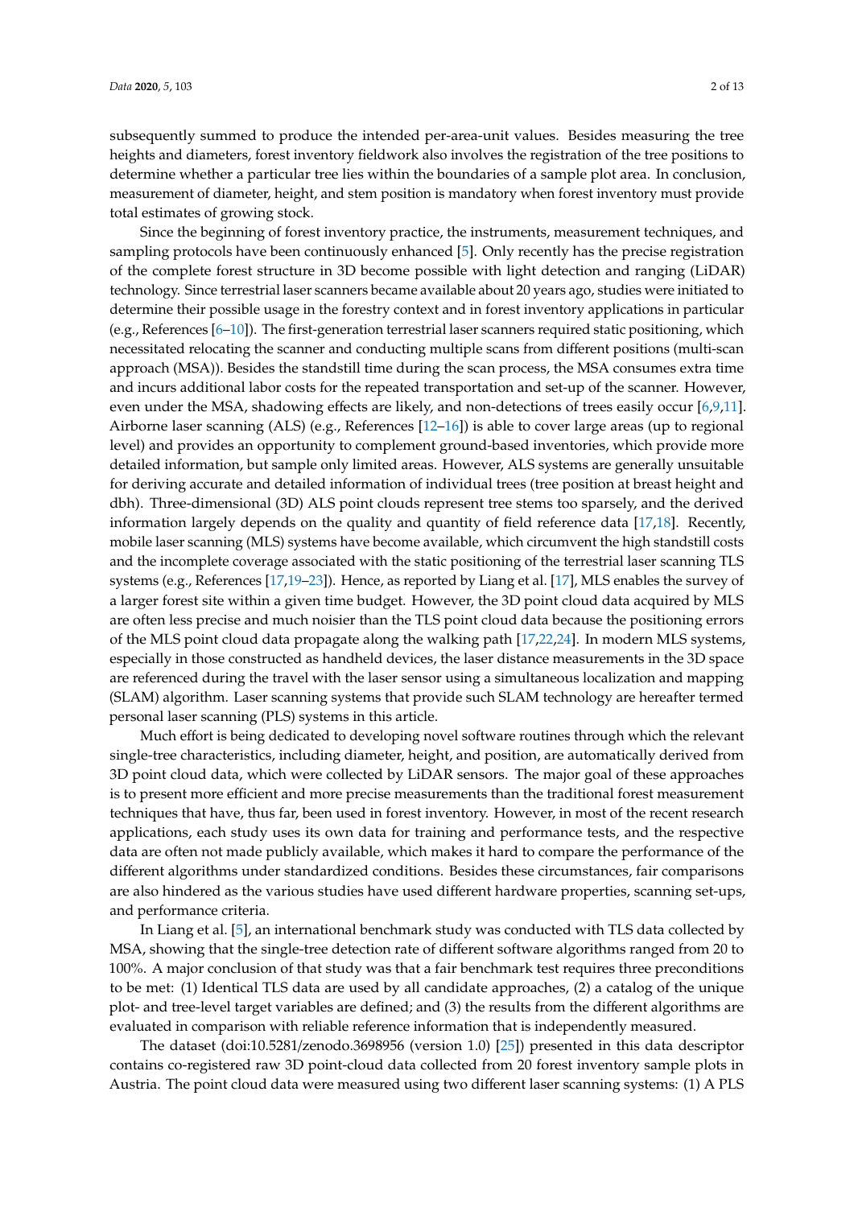subsequently summed to produce the intended per-area-unit values. Besides measuring the tree heights and diameters, forest inventory fieldwork also involves the registration of the tree positions to determine whether a particular tree lies within the boundaries of a sample plot area. In conclusion, measurement of diameter, height, and stem position is mandatory when forest inventory must provide total estimates of growing stock.

Since the beginning of forest inventory practice, the instruments, measurement techniques, and sampling protocols have been continuously enhanced [5]. Only recently has the precise registration of the complete forest structure in 3D become possible with light detection and ranging (LiDAR) technology. Since terrestrial laser scanners became available about 20 years ago, studies were initiated to determine their possible usage in the forestry context and in forest inventory applications in particular (e.g., References [6–10]). The first-generation terrestrial laser scanners required static positioning, which necessitated relocating the scanner and conducting multiple scans from different positions (multi-scan approach (MSA)). Besides the standstill time during the scan process, the MSA consumes extra time and incurs additional labor costs for the repeated transportation and set-up of the scanner. However, even under the MSA, shadowing effects are likely, and non-detections of trees easily occur [6,9,11]. Airborne laser scanning (ALS) (e.g., References [12–16]) is able to cover large areas (up to regional level) and provides an opportunity to complement ground-based inventories, which provide more detailed information, but sample only limited areas. However, ALS systems are generally unsuitable for deriving accurate and detailed information of individual trees (tree position at breast height and dbh). Three-dimensional (3D) ALS point clouds represent tree stems too sparsely, and the derived information largely depends on the quality and quantity of field reference data [17,18]. Recently, mobile laser scanning (MLS) systems have become available, which circumvent the high standstill costs and the incomplete coverage associated with the static positioning of the terrestrial laser scanning TLS systems (e.g., References [17,19–23]). Hence, as reported by Liang et al. [17], MLS enables the survey of a larger forest site within a given time budget. However, the 3D point cloud data acquired by MLS are often less precise and much noisier than the TLS point cloud data because the positioning errors of the MLS point cloud data propagate along the walking path [17,22,24]. In modern MLS systems, especially in those constructed as handheld devices, the laser distance measurements in the 3D space are referenced during the travel with the laser sensor using a simultaneous localization and mapping (SLAM) algorithm. Laser scanning systems that provide such SLAM technology are hereafter termed personal laser scanning (PLS) systems in this article.

Much effort is being dedicated to developing novel software routines through which the relevant single-tree characteristics, including diameter, height, and position, are automatically derived from 3D point cloud data, which were collected by LiDAR sensors. The major goal of these approaches is to present more efficient and more precise measurements than the traditional forest measurement techniques that have, thus far, been used in forest inventory. However, in most of the recent research applications, each study uses its own data for training and performance tests, and the respective data are often not made publicly available, which makes it hard to compare the performance of the different algorithms under standardized conditions. Besides these circumstances, fair comparisons are also hindered as the various studies have used different hardware properties, scanning set-ups, and performance criteria.

In Liang et al. [5], an international benchmark study was conducted with TLS data collected by MSA, showing that the single-tree detection rate of different software algorithms ranged from 20 to 100%. A major conclusion of that study was that a fair benchmark test requires three preconditions to be met: (1) Identical TLS data are used by all candidate approaches, (2) a catalog of the unique plot- and tree-level target variables are defined; and (3) the results from the different algorithms are evaluated in comparison with reliable reference information that is independently measured.

The dataset (doi:10.5281/zenodo.3698956 (version 1.0) [25]) presented in this data descriptor contains co-registered raw 3D point-cloud data collected from 20 forest inventory sample plots in Austria. The point cloud data were measured using two different laser scanning systems: (1) A PLS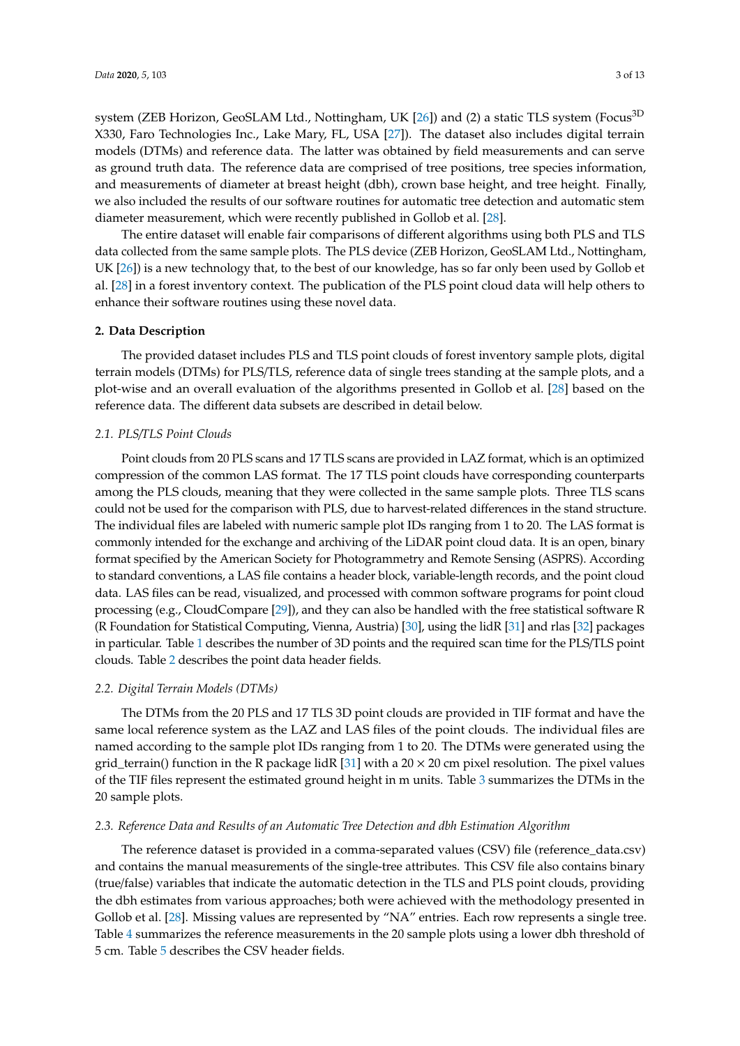system (ZEB Horizon, GeoSLAM Ltd., Nottingham, UK [26]) and (2) a static TLS system (Focus$^{3D}$ X330, Faro Technologies Inc., Lake Mary, FL, USA [27]). The dataset also includes digital terrain models (DTMs) and reference data. The latter was obtained by field measurements and can serve as ground truth data. The reference data are comprised of tree positions, tree species information, and measurements of diameter at breast height (dbh), crown base height, and tree height. Finally, we also included the results of our software routines for automatic tree detection and automatic stem diameter measurement, which were recently published in Gollob et al. [28].

The entire dataset will enable fair comparisons of different algorithms using both PLS and TLS data collected from the same sample plots. The PLS device (ZEB Horizon, GeoSLAM Ltd., Nottingham, UK [26]) is a new technology that, to the best of our knowledge, has so far only been used by Gollob et al. [28] in a forest inventory context. The publication of the PLS point cloud data will help others to enhance their software routines using these novel data.

## 2. Data Description

The provided dataset includes PLS and TLS point clouds of forest inventory sample plots, digital terrain models (DTMs) for PLS/TLS, reference data of single trees standing at the sample plots, and a plot-wise and an overall evaluation of the algorithms presented in Gollob et al. [28] based on the reference data. The different data subsets are described in detail below.

### *2.1. PLS/TLS Point Clouds*

Point clouds from 20 PLS scans and 17 TLS scans are provided in LAZ format, which is an optimized compression of the common LAS format. The 17 TLS point clouds have corresponding counterparts among the PLS clouds, meaning that they were collected in the same sample plots. Three TLS scans could not be used for the comparison with PLS, due to harvest-related differences in the stand structure. The individual files are labeled with numeric sample plot IDs ranging from 1 to 20. The LAS format is commonly intended for the exchange and archiving of the LiDAR point cloud data. It is an open, binary format specified by the American Society for Photogrammetry and Remote Sensing (ASPRS). According to standard conventions, a LAS file contains a header block, variable-length records, and the point cloud data. LAS files can be read, visualized, and processed with common software programs for point cloud processing (e.g., CloudCompare [29]), and they can also be handled with the free statistical software R (R Foundation for Statistical Computing, Vienna, Austria) [30], using the lidR [31] and rlas [32] packages in particular. Table 1 describes the number of 3D points and the required scan time for the PLS/TLS point clouds. Table 2 describes the point data header fields.

### *2.2. Digital Terrain Models (DTMs)*

The DTMs from the 20 PLS and 17 TLS 3D point clouds are provided in TIF format and have the same local reference system as the LAZ and LAS files of the point clouds. The individual files are named according to the sample plot IDs ranging from 1 to 20. The DTMs were generated using the grid_terrain() function in the R package lidR [31] with a 20 × 20 cm pixel resolution. The pixel values of the TIF files represent the estimated ground height in m units. Table 3 summarizes the DTMs in the 20 sample plots.

### *2.3. Reference Data and Results of an Automatic Tree Detection and dbh Estimation Algorithm*

The reference dataset is provided in a comma-separated values (CSV) file (reference_data.csv) and contains the manual measurements of the single-tree attributes. This CSV file also contains binary (true/false) variables that indicate the automatic detection in the TLS and PLS point clouds, providing the dbh estimates from various approaches; both were achieved with the methodology presented in Gollob et al. [28]. Missing values are represented by "NA" entries. Each row represents a single tree. Table 4 summarizes the reference measurements in the 20 sample plots using a lower dbh threshold of 5 cm. Table 5 describes the CSV header fields.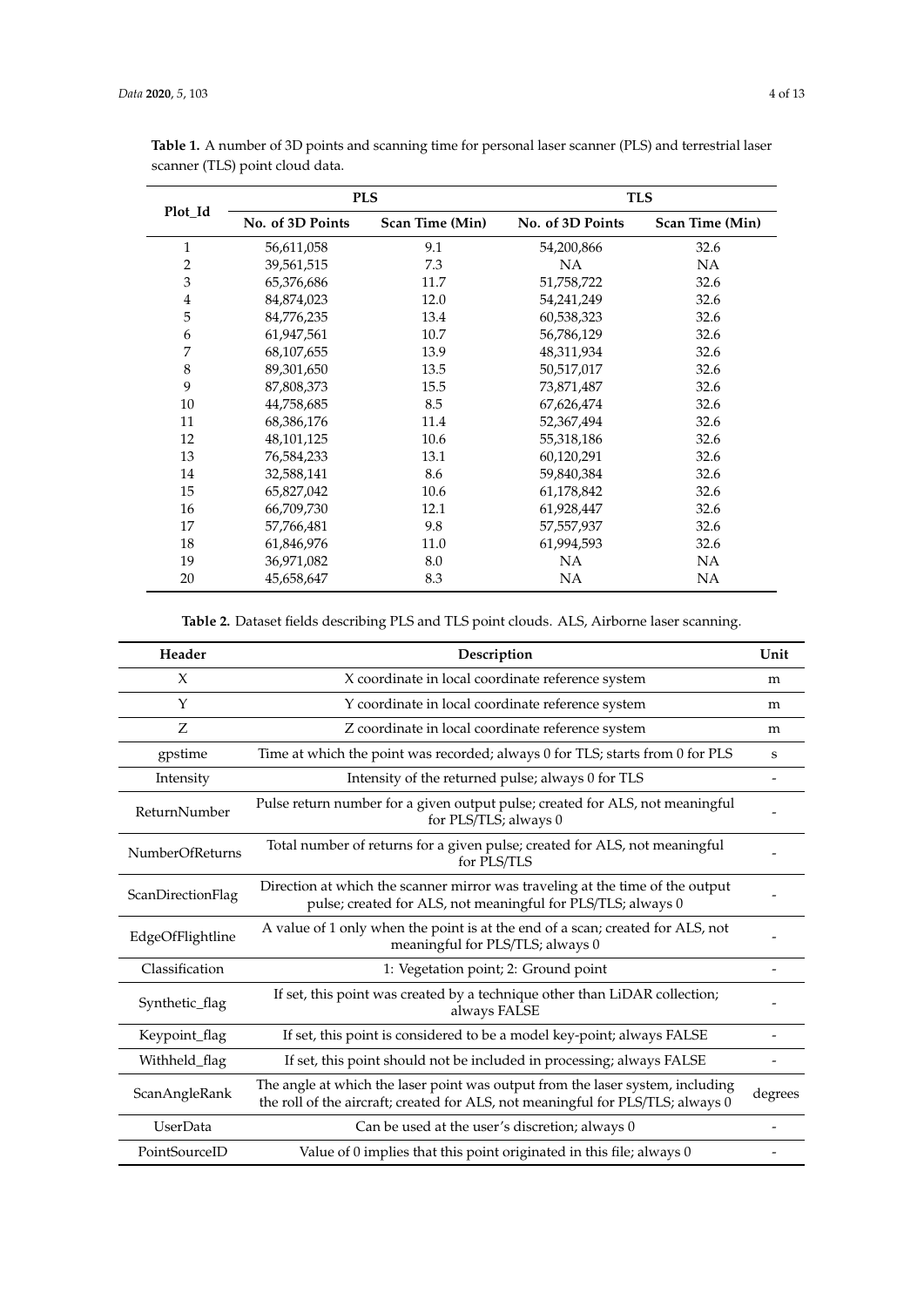**Table 1.** A number of 3D points and scanning time for personal laser scanner (PLS) and terrestrial laser scanner (TLS) point cloud data.

| Plot_Id | PLS | | TLS | |
|---|---|---|---|---|
| | No. of 3D Points | Scan Time (Min) | No. of 3D Points | Scan Time (Min) |
| 1 | 56,611,058 | 9.1 | 54,200,866 | 32.6 |
| 2 | 39,561,515 | 7.3 | NA | NA |
| 3 | 65,376,686 | 11.7 | 51,758,722 | 32.6 |
| 4 | 84,874,023 | 12.0 | 54,241,249 | 32.6 |
| 5 | 84,776,235 | 13.4 | 60,538,323 | 32.6 |
| 6 | 61,947,561 | 10.7 | 56,786,129 | 32.6 |
| 7 | 68,107,655 | 13.9 | 48,311,934 | 32.6 |
| 8 | 89,301,650 | 13.5 | 50,517,017 | 32.6 |
| 9 | 87,808,373 | 15.5 | 73,871,487 | 32.6 |
| 10 | 44,758,685 | 8.5 | 67,626,474 | 32.6 |
| 11 | 68,386,176 | 11.4 | 52,367,494 | 32.6 |
| 12 | 48,101,125 | 10.6 | 55,318,186 | 32.6 |
| 13 | 76,584,233 | 13.1 | 60,120,291 | 32.6 |
| 14 | 32,588,141 | 8.6 | 59,840,384 | 32.6 |
| 15 | 65,827,042 | 10.6 | 61,178,842 | 32.6 |
| 16 | 66,709,730 | 12.1 | 61,928,447 | 32.6 |
| 17 | 57,766,481 | 9.8 | 57,557,937 | 32.6 |
| 18 | 61,846,976 | 11.0 | 61,994,593 | 32.6 |
| 19 | 36,971,082 | 8.0 | NA | NA |
| 20 | 45,658,647 | 8.3 | NA | NA |

**Table 2.** Dataset fields describing PLS and TLS point clouds. ALS, Airborne laser scanning.

| Header | Description | Unit |
|---|---|---|
| X | X coordinate in local coordinate reference system | m |
| Y | Y coordinate in local coordinate reference system | m |
| Z | Z coordinate in local coordinate reference system | m |
| gpstime | Time at which the point was recorded; always 0 for TLS; starts from 0 for PLS | s |
| Intensity | Intensity of the returned pulse; always 0 for TLS | - |
| ReturnNumber | Pulse return number for a given output pulse; created for ALS, not meaningful for PLS/TLS; always 0 | - |
| NumberOfReturns | Total number of returns for a given pulse; created for ALS, not meaningful for PLS/TLS | - |
| ScanDirectionFlag | Direction at which the scanner mirror was traveling at the time of the output pulse; created for ALS, not meaningful for PLS/TLS; always 0 | - |
| EdgeOfFlightline | A value of 1 only when the point is at the end of a scan; created for ALS, not meaningful for PLS/TLS; always 0 | - |
| Classification | 1: Vegetation point; 2: Ground point | - |
| Synthetic_flag | If set, this point was created by a technique other than LiDAR collection; always FALSE | - |
| Keypoint_flag | If set, this point is considered to be a model key-point; always FALSE | - |
| Withheld_flag | If set, this point should not be included in processing; always FALSE | - |
| ScanAngleRank | The angle at which the laser point was output from the laser system, including the roll of the aircraft; created for ALS, not meaningful for PLS/TLS; always 0 | degrees |
| UserData | Can be used at the user's discretion; always 0 | - |
| PointSourceID | Value of 0 implies that this point originated in this file; always 0 | - |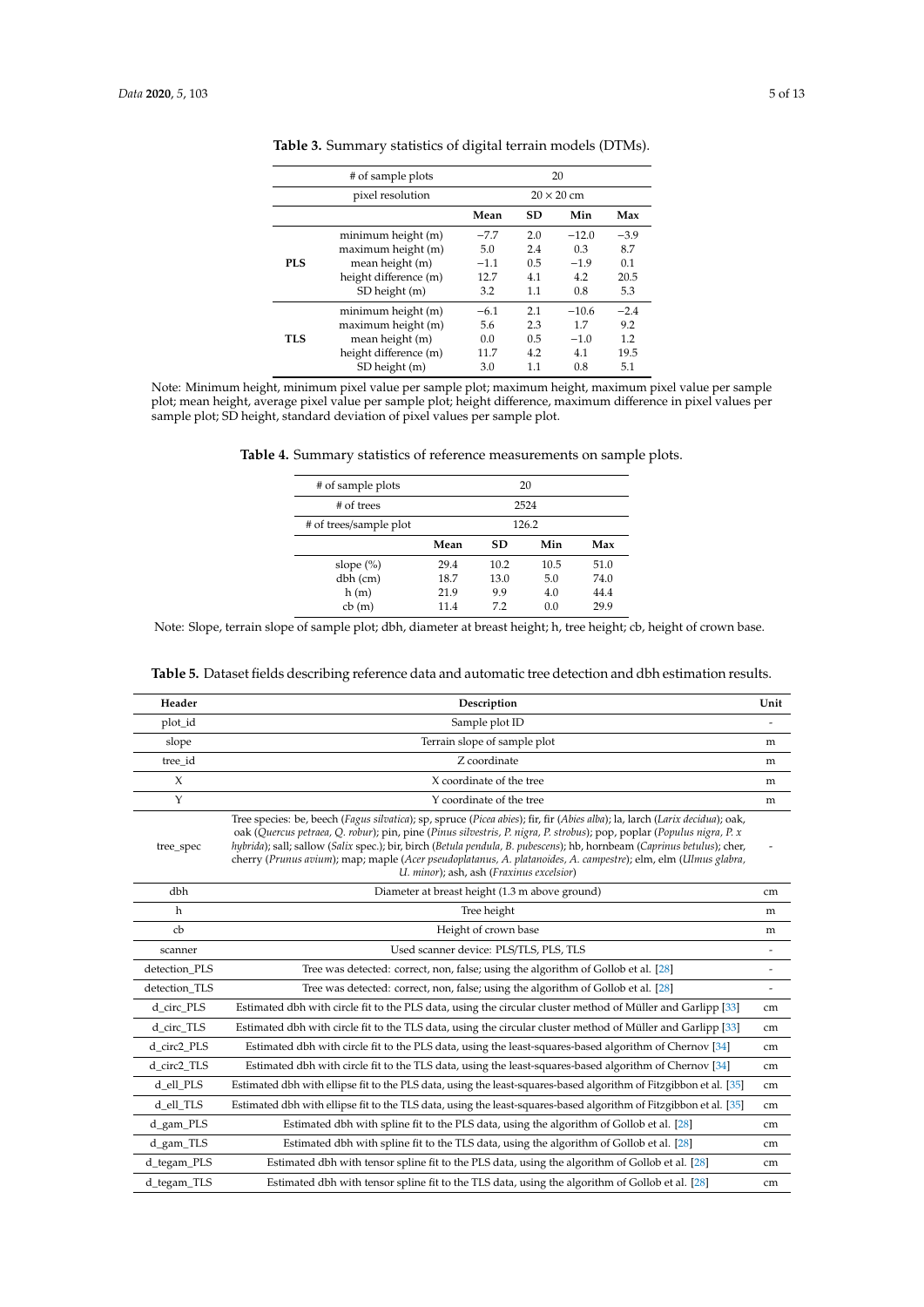**Table 3.** Summary statistics of digital terrain models (DTMs).

| | # of sample plots | 20 | | | |
|---|---|---|---|---|---|
| | pixel resolution | 20 × 20 cm | | | |
| | | **Mean** | **SD** | **Min** | **Max** |
| **PLS** | minimum height (m) | −7.7 | 2.0 | −12.0 | −3.9 |
| | maximum height (m) | 5.0 | 2.4 | 0.3 | 8.7 |
| | mean height (m) | −1.1 | 0.5 | −1.9 | 0.1 |
| | height difference (m) | 12.7 | 4.1 | 4.2 | 20.5 |
| | SD height (m) | 3.2 | 1.1 | 0.8 | 5.3 |
| **TLS** | minimum height (m) | −6.1 | 2.1 | −10.6 | −2.4 |
| | maximum height (m) | 5.6 | 2.3 | 1.7 | 9.2 |
| | mean height (m) | 0.0 | 0.5 | −1.0 | 1.2 |
| | height difference (m) | 11.7 | 4.2 | 4.1 | 19.5 |
| | SD height (m) | 3.0 | 1.1 | 0.8 | 5.1 |

Note: Minimum height, minimum pixel value per sample plot; maximum height, maximum pixel value per sample plot; mean height, average pixel value per sample plot; height difference, maximum difference in pixel values per sample plot; SD height, standard deviation of pixel values per sample plot.

**Table 4.** Summary statistics of reference measurements on sample plots.

| # of sample plots | 20 | | | |
|---|---|---|---|---|
| # of trees | 2524 | | | |
| # of trees/sample plot | 126.2 | | | |
| | **Mean** | **SD** | **Min** | **Max** |
| slope (%) | 29.4 | 10.2 | 10.5 | 51.0 |
| dbh (cm) | 18.7 | 13.0 | 5.0 | 74.0 |
| h (m) | 21.9 | 9.9 | 4.0 | 44.4 |
| cb (m) | 11.4 | 7.2 | 0.0 | 29.9 |

Note: Slope, terrain slope of sample plot; dbh, diameter at breast height; h, tree height; cb, height of crown base.

**Table 5.** Dataset fields describing reference data and automatic tree detection and dbh estimation results.

| Header | Description | Unit |
|---|---|---|
| plot_id | Sample plot ID | - |
| slope | Terrain slope of sample plot | m |
| tree_id | Z coordinate | m |
| X | X coordinate of the tree | m |
| Y | Y coordinate of the tree | m |
| tree_spec | Tree species: be, beech (*Fagus silvatica*); sp, spruce (*Picea abies*); fir, fir (*Abies alba*); la, larch (*Larix decidua*); oak, oak (*Quercus petraea, Q. robur*); pin, pine (*Pinus silvestris, P. nigra, P. strobus*); pop, poplar (*Populus nigra, P. x hybrida*); sall; sallow (*Salix* spec.); bir, birch (*Betula pendula, B. pubescens*); hb, hornbeam (*Caprinus betulus*); cher, cherry (*Prunus avium*); map; maple (*Acer pseudoplatanus, A. platanoides, A. campestre*); elm, elm (*Ulmus glabra, U. minor*); ash, ash (*Fraxinus excelsior*) | - |
| dbh | Diameter at breast height (1.3 m above ground) | cm |
| h | Tree height | m |
| cb | Height of crown base | m |
| scanner | Used scanner device: PLS/TLS, PLS, TLS | - |
| detection_PLS | Tree was detected: correct, non, false; using the algorithm of Gollob et al. [28] | - |
| detection_TLS | Tree was detected: correct, non, false; using the algorithm of Gollob et al. [28] | - |
| d_circ_PLS | Estimated dbh with circle fit to the PLS data, using the circular cluster method of Müller and Garlipp [33] | cm |
| d_circ_TLS | Estimated dbh with circle fit to the TLS data, using the circular cluster method of Müller and Garlipp [33] | cm |
| d_circ2_PLS | Estimated dbh with circle fit to the PLS data, using the least-squares-based algorithm of Chernov [34] | cm |
| d_circ2_TLS | Estimated dbh with circle fit to the TLS data, using the least-squares-based algorithm of Chernov [34] | cm |
| d_ell_PLS | Estimated dbh with ellipse fit to the PLS data, using the least-squares-based algorithm of Fitzgibbon et al. [35] | cm |
| d_ell_TLS | Estimated dbh with ellipse fit to the TLS data, using the least-squares-based algorithm of Fitzgibbon et al. [35] | cm |
| d_gam_PLS | Estimated dbh with spline fit to the PLS data, using the algorithm of Gollob et al. [28] | cm |
| d_gam_TLS | Estimated dbh with spline fit to the TLS data, using the algorithm of Gollob et al. [28] | cm |
| d_tegam_PLS | Estimated dbh with tensor spline fit to the PLS data, using the algorithm of Gollob et al. [28] | cm |
| d_tegam_TLS | Estimated dbh with tensor spline fit to the TLS data, using the algorithm of Gollob et al. [28] | cm |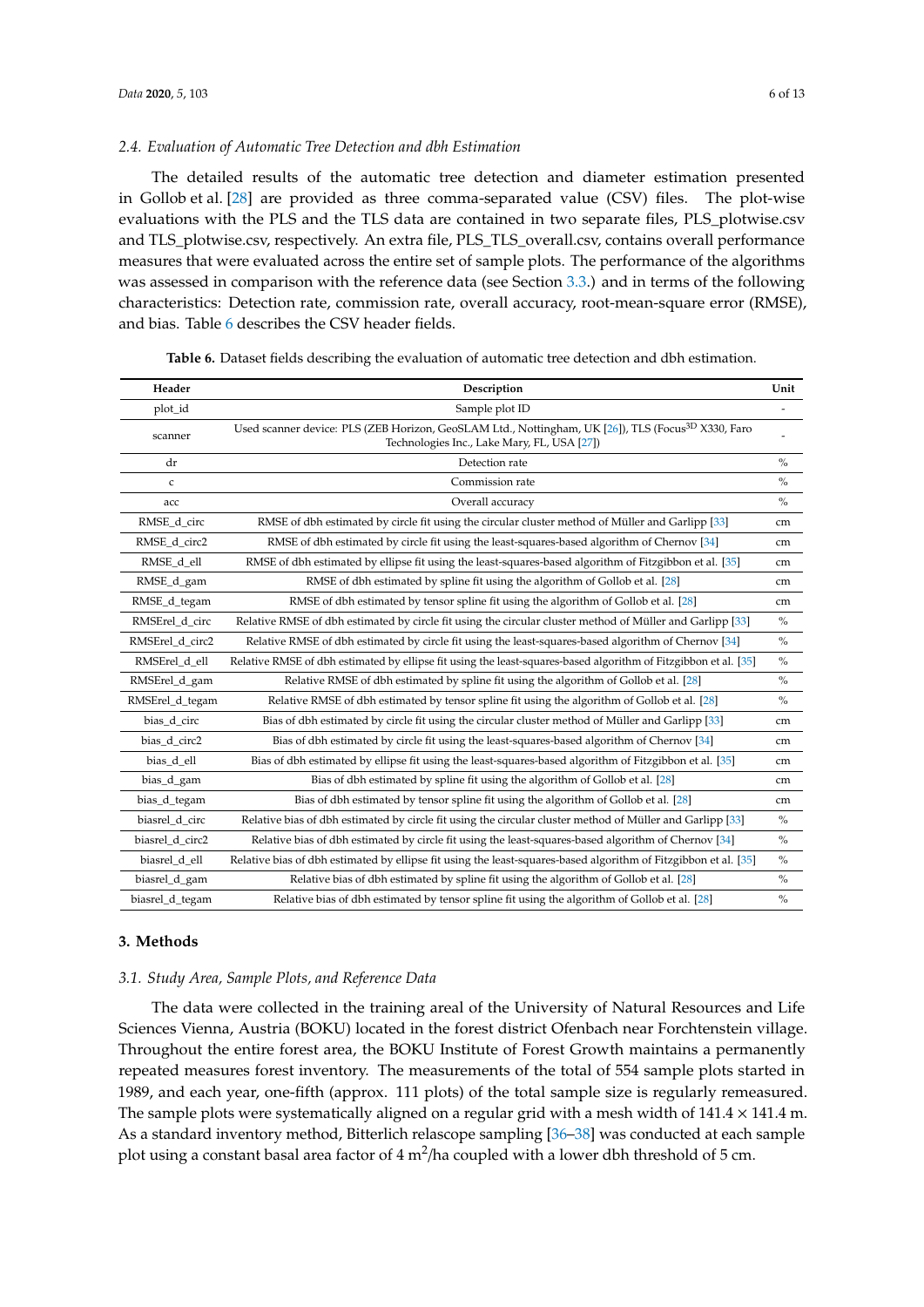### 2.4. Evaluation of Automatic Tree Detection and dbh Estimation

The detailed results of the automatic tree detection and diameter estimation presented in Gollob et al. [28] are provided as three comma-separated value (CSV) files. The plot-wise evaluations with the PLS and the TLS data are contained in two separate files, PLS_plotwise.csv and TLS_plotwise.csv, respectively. An extra file, PLS_TLS_overall.csv, contains overall performance measures that were evaluated across the entire set of sample plots. The performance of the algorithms was assessed in comparison with the reference data (see Section 3.3.) and in terms of the following characteristics: Detection rate, commission rate, overall accuracy, root-mean-square error (RMSE), and bias. Table 6 describes the CSV header fields.

**Table 6.** Dataset fields describing the evaluation of automatic tree detection and dbh estimation.

| Header | Description | Unit |
|---|---|---|
| plot_id | Sample plot ID | - |
| scanner | Used scanner device: PLS (ZEB Horizon, GeoSLAM Ltd., Nottingham, UK [26]), TLS (Focus$^{3D}$ X330, Faro Technologies Inc., Lake Mary, FL, USA [27]) | - |
| dr | Detection rate | % |
| c | Commission rate | % |
| acc | Overall accuracy | % |
| RMSE_d_circ | RMSE of dbh estimated by circle fit using the circular cluster method of Müller and Garlipp [33] | cm |
| RMSE_d_circ2 | RMSE of dbh estimated by circle fit using the least-squares-based algorithm of Chernov [34] | cm |
| RMSE_d_ell | RMSE of dbh estimated by ellipse fit using the least-squares-based algorithm of Fitzgibbon et al. [35] | cm |
| RMSE_d_gam | RMSE of dbh estimated by spline fit using the algorithm of Gollob et al. [28] | cm |
| RMSE_d_tegam | RMSE of dbh estimated by tensor spline fit using the algorithm of Gollob et al. [28] | cm |
| RMSErel_d_circ | Relative RMSE of dbh estimated by circle fit using the circular cluster method of Müller and Garlipp [33] | % |
| RMSErel_d_circ2 | Relative RMSE of dbh estimated by circle fit using the least-squares-based algorithm of Chernov [34] | % |
| RMSErel_d_ell | Relative RMSE of dbh estimated by ellipse fit using the least-squares-based algorithm of Fitzgibbon et al. [35] | % |
| RMSErel_d_gam | Relative RMSE of dbh estimated by spline fit using the algorithm of Gollob et al. [28] | % |
| RMSErel_d_tegam | Relative RMSE of dbh estimated by tensor spline fit using the algorithm of Gollob et al. [28] | % |
| bias_d_circ | Bias of dbh estimated by circle fit using the circular cluster method of Müller and Garlipp [33] | cm |
| bias_d_circ2 | Bias of dbh estimated by circle fit using the least-squares-based algorithm of Chernov [34] | cm |
| bias_d_ell | Bias of dbh estimated by ellipse fit using the least-squares-based algorithm of Fitzgibbon et al. [35] | cm |
| bias_d_gam | Bias of dbh estimated by spline fit using the algorithm of Gollob et al. [28] | cm |
| bias_d_tegam | Bias of dbh estimated by tensor spline fit using the algorithm of Gollob et al. [28] | cm |
| biasrel_d_circ | Relative bias of dbh estimated by circle fit using the circular cluster method of Müller and Garlipp [33] | % |
| biasrel_d_circ2 | Relative bias of dbh estimated by circle fit using the least-squares-based algorithm of Chernov [34] | % |
| biasrel_d_ell | Relative bias of dbh estimated by ellipse fit using the least-squares-based algorithm of Fitzgibbon et al. [35] | % |
| biasrel_d_gam | Relative bias of dbh estimated by spline fit using the algorithm of Gollob et al. [28] | % |
| biasrel_d_tegam | Relative bias of dbh estimated by tensor spline fit using the algorithm of Gollob et al. [28] | % |

## 3. Methods

### 3.1. Study Area, Sample Plots, and Reference Data

The data were collected in the training areal of the University of Natural Resources and Life Sciences Vienna, Austria (BOKU) located in the forest district Ofenbach near Forchtenstein village. Throughout the entire forest area, the BOKU Institute of Forest Growth maintains a permanently repeated measures forest inventory. The measurements of the total of 554 sample plots started in 1989, and each year, one-fifth (approx. 111 plots) of the total sample size is regularly remeasured. The sample plots were systematically aligned on a regular grid with a mesh width of $141.4 \times 141.4$ m. As a standard inventory method, Bitterlich relascope sampling [36–38] was conducted at each sample plot using a constant basal area factor of 4 $m^2$/ha coupled with a lower dbh threshold of 5 cm.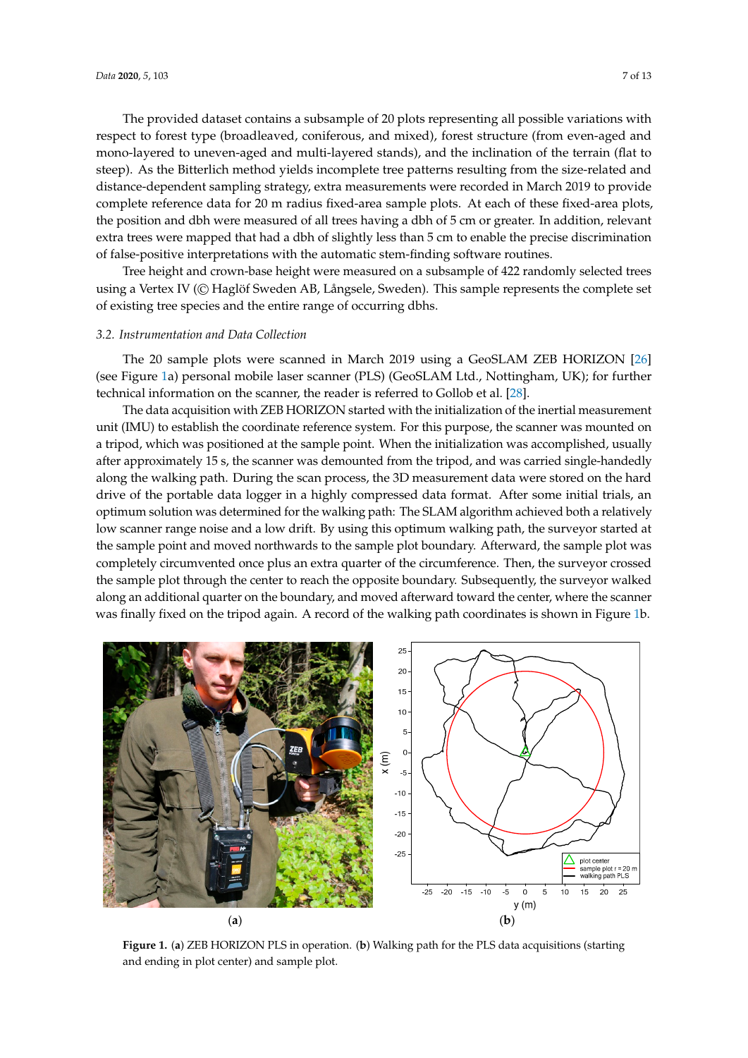The provided dataset contains a subsample of 20 plots representing all possible variations with respect to forest type (broadleaved, coniferous, and mixed), forest structure (from even-aged and mono-layered to uneven-aged and multi-layered stands), and the inclination of the terrain (flat to steep). As the Bitterlich method yields incomplete tree patterns resulting from the size-related and distance-dependent sampling strategy, extra measurements were recorded in March 2019 to provide complete reference data for 20 m radius fixed-area sample plots. At each of these fixed-area plots, the position and dbh were measured of all trees having a dbh of 5 cm or greater. In addition, relevant extra trees were mapped that had a dbh of slightly less than 5 cm to enable the precise discrimination of false-positive interpretations with the automatic stem-finding software routines.

Tree height and crown-base height were measured on a subsample of 422 randomly selected trees using a Vertex IV (© Haglöf Sweden AB, Långsele, Sweden). This sample represents the complete set of existing tree species and the entire range of occurring dbhs.

### 3.2. Instrumentation and Data Collection

The 20 sample plots were scanned in March 2019 using a GeoSLAM ZEB HORIZON [26] (see Figure 1a) personal mobile laser scanner (PLS) (GeoSLAM Ltd., Nottingham, UK); for further technical information on the scanner, the reader is referred to Gollob et al. [28].

The data acquisition with ZEB HORIZON started with the initialization of the inertial measurement unit (IMU) to establish the coordinate reference system. For this purpose, the scanner was mounted on a tripod, which was positioned at the sample point. When the initialization was accomplished, usually after approximately 15 s, the scanner was demounted from the tripod, and was carried single-handedly along the walking path. During the scan process, the 3D measurement data were stored on the hard drive of the portable data logger in a highly compressed data format. After some initial trials, an optimum solution was determined for the walking path: The SLAM algorithm achieved both a relatively low scanner range noise and a low drift. By using this optimum walking path, the surveyor started at the sample point and moved northwards to the sample plot boundary. Afterward, the sample plot was completely circumvented once plus an extra quarter of the circumference. Then, the surveyor crossed the sample plot through the center to reach the opposite boundary. Subsequently, the surveyor walked along an additional quarter on the boundary, and moved afterward toward the center, where the scanner was finally fixed on the tripod again. A record of the walking path coordinates is shown in Figure 1b.

(a) (b)

**Figure 1.** (a) ZEB HORIZON PLS in operation. (b) Walking path for the PLS data acquisitions (starting and ending in plot center) and sample plot.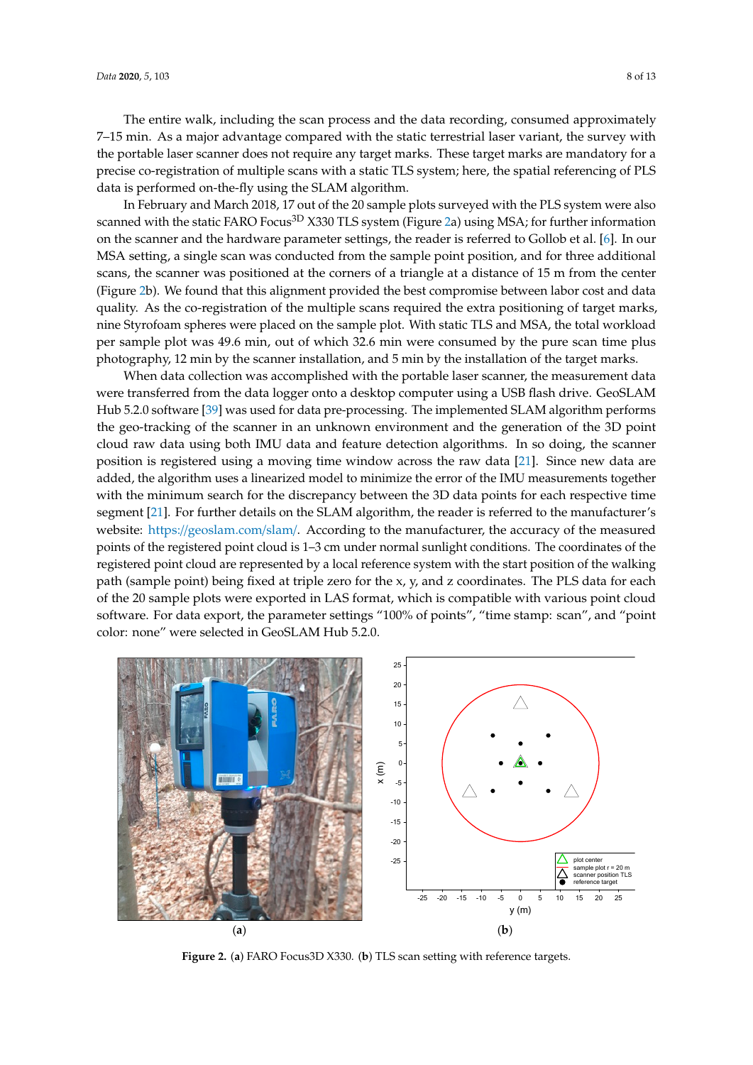The entire walk, including the scan process and the data recording, consumed approximately 7–15 min. As a major advantage compared with the static terrestrial laser variant, the survey with the portable laser scanner does not require any target marks. These target marks are mandatory for a precise co-registration of multiple scans with a static TLS system; here, the spatial referencing of PLS data is performed on-the-fly using the SLAM algorithm.

In February and March 2018, 17 out of the 20 sample plots surveyed with the PLS system were also scanned with the static FARO Focus$^{3D}$ X330 TLS system (Figure 2a) using MSA; for further information on the scanner and the hardware parameter settings, the reader is referred to Gollob et al. [6]. In our MSA setting, a single scan was conducted from the sample point position, and for three additional scans, the scanner was positioned at the corners of a triangle at a distance of 15 m from the center (Figure 2b). We found that this alignment provided the best compromise between labor cost and data quality. As the co-registration of the multiple scans required the extra positioning of target marks, nine Styrofoam spheres were placed on the sample plot. With static TLS and MSA, the total workload per sample plot was 49.6 min, out of which 32.6 min were consumed by the pure scan time plus photography, 12 min by the scanner installation, and 5 min by the installation of the target marks.

When data collection was accomplished with the portable laser scanner, the measurement data were transferred from the data logger onto a desktop computer using a USB flash drive. GeoSLAM Hub 5.2.0 software [39] was used for data pre-processing. The implemented SLAM algorithm performs the geo-tracking of the scanner in an unknown environment and the generation of the 3D point cloud raw data using both IMU data and feature detection algorithms. In so doing, the scanner position is registered using a moving time window across the raw data [21]. Since new data are added, the algorithm uses a linearized model to minimize the error of the IMU measurements together with the minimum search for the discrepancy between the 3D data points for each respective time segment [21]. For further details on the SLAM algorithm, the reader is referred to the manufacturer's website: https://geoslam.com/slam/. According to the manufacturer, the accuracy of the measured points of the registered point cloud is 1–3 cm under normal sunlight conditions. The coordinates of the registered point cloud are represented by a local reference system with the start position of the walking path (sample point) being fixed at triple zero for the x, y, and z coordinates. The PLS data for each of the 20 sample plots were exported in LAS format, which is compatible with various point cloud software. For data export, the parameter settings "100% of points", "time stamp: scan", and "point color: none" were selected in GeoSLAM Hub 5.2.0.

(a) (b)

**Figure 2.** (**a**) FARO Focus3D X330. (**b**) TLS scan setting with reference targets.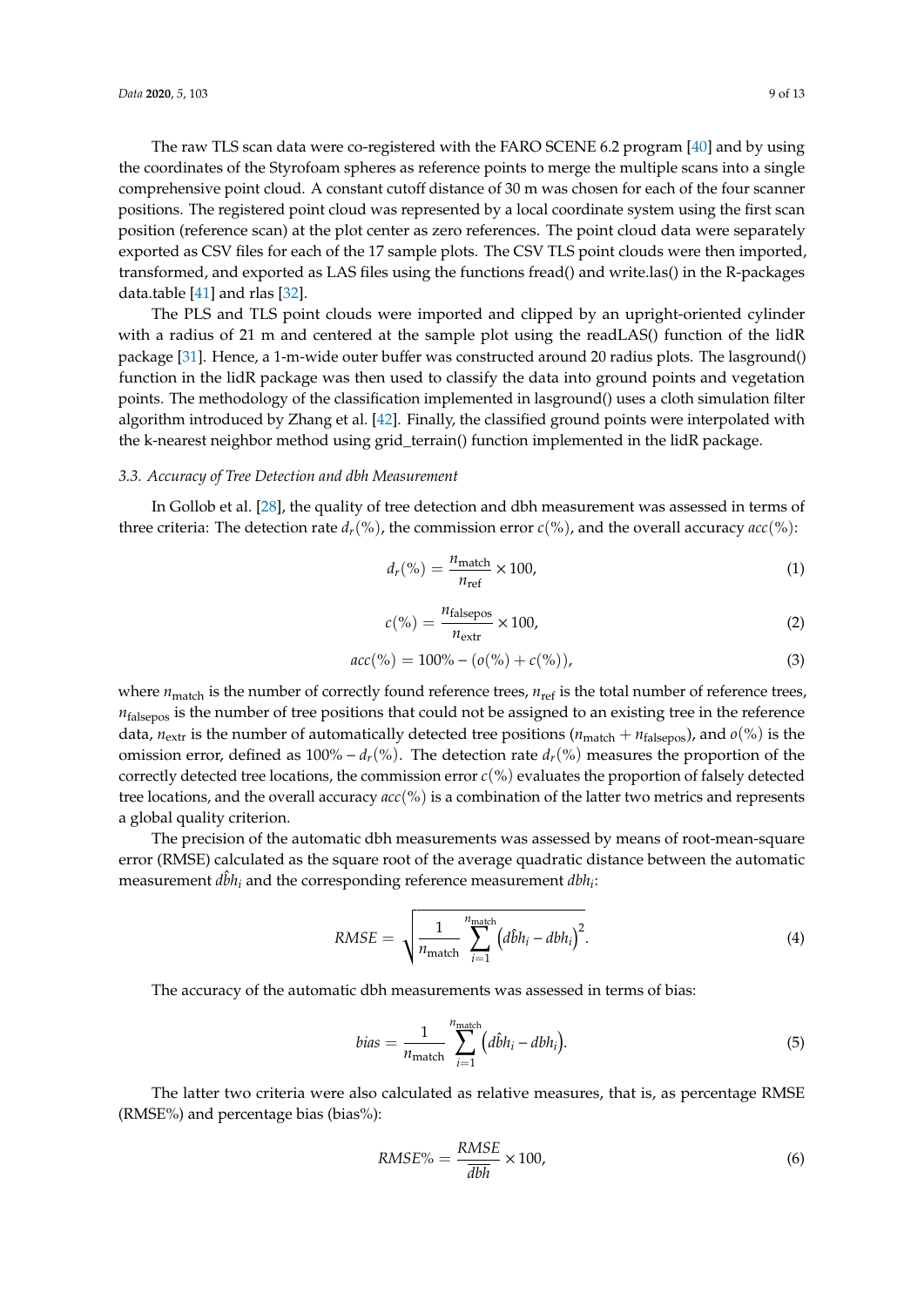The raw TLS scan data were co-registered with the FARO SCENE 6.2 program [40] and by using the coordinates of the Styrofoam spheres as reference points to merge the multiple scans into a single comprehensive point cloud. A constant cutoff distance of 30 m was chosen for each of the four scanner positions. The registered point cloud was represented by a local coordinate system using the first scan position (reference scan) at the plot center as zero references. The point cloud data were separately exported as CSV files for each of the 17 sample plots. The CSV TLS point clouds were then imported, transformed, and exported as LAS files using the functions fread() and write.las() in the R-packages data.table [41] and rlas [32].

The PLS and TLS point clouds were imported and clipped by an upright-oriented cylinder with a radius of 21 m and centered at the sample plot using the readLAS() function of the lidR package [31]. Hence, a 1-m-wide outer buffer was constructed around 20 radius plots. The lasground() function in the lidR package was then used to classify the data into ground points and vegetation points. The methodology of the classification implemented in lasground() uses a cloth simulation filter algorithm introduced by Zhang et al. [42]. Finally, the classified ground points were interpolated with the k-nearest neighbor method using grid_terrain() function implemented in the lidR package.

### 3.3. Accuracy of Tree Detection and dbh Measurement

In Gollob et al. [28], the quality of tree detection and dbh measurement was assessed in terms of three criteria: The detection rate $d_r(\%)$, the commission error $c(\%)$, and the overall accuracy $acc(\%)$:

$$d_r(\%) = \frac{n_{\text{match}}}{n_{\text{ref}}} \times 100, \tag{1}$$

$$c(\%) = \frac{n_{\text{falsepos}}}{n_{\text{extr}}} \times 100, \tag{2}$$

$$acc(\%) = 100\% - (o(\%) + c(\%)), \tag{3}$$

where $n_{\text{match}}$ is the number of correctly found reference trees, $n_{\text{ref}}$ is the total number of reference trees, $n_{\text{falsepos}}$ is the number of tree positions that could not be assigned to an existing tree in the reference data, $n_{\text{extr}}$ is the number of automatically detected tree positions ($n_{\text{match}} + n_{\text{falsepos}}$), and $o(\%)$ is the omission error, defined as $100\% - d_r(\%)$. The detection rate $d_r(\%)$ measures the proportion of the correctly detected tree locations, the commission error $c(\%)$ evaluates the proportion of falsely detected tree locations, and the overall accuracy $acc(\%)$ is a combination of the latter two metrics and represents a global quality criterion.

The precision of the automatic dbh measurements was assessed by means of root-mean-square error (RMSE) calculated as the square root of the average quadratic distance between the automatic measurement $\hat{dbh}_i$ and the corresponding reference measurement $dbh_i$:

$$RMSE = \sqrt{\frac{1}{n_{\text{match}}} \sum_{i=1}^{n_{\text{match}}} \left(\hat{dbh}_i - dbh_i\right)^2}. \tag{4}$$

The accuracy of the automatic dbh measurements was assessed in terms of bias:

$$bias = \frac{1}{n_{\text{match}}} \sum_{i=1}^{n_{\text{match}}} \left(\hat{dbh}_i - dbh_i\right). \tag{5}$$

The latter two criteria were also calculated as relative measures, that is, as percentage RMSE (RMSE%) and percentage bias (bias%):

$$RMSE\% = \frac{RMSE}{\overline{dbh}} \times 100, \tag{6}$$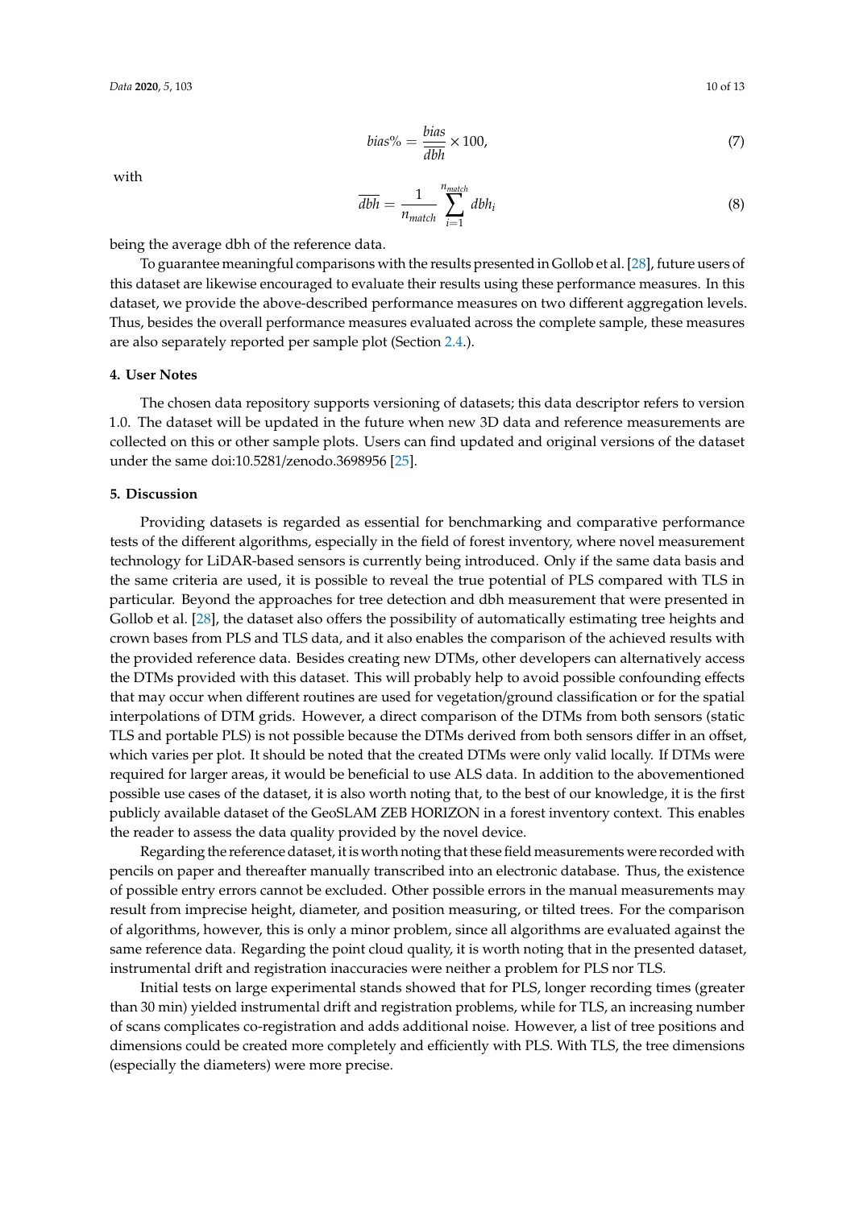$$bias\% = \frac{bias}{\overline{dbh}} \times 100, \tag{7}$$

with

$$\overline{dbh} = \frac{1}{n_{match}} \sum_{i=1}^{n_{match}} dbh_i \tag{8}$$

being the average dbh of the reference data.

To guarantee meaningful comparisons with the results presented in Gollob et al. [28], future users of this dataset are likewise encouraged to evaluate their results using these performance measures. In this dataset, we provide the above-described performance measures on two different aggregation levels. Thus, besides the overall performance measures evaluated across the complete sample, these measures are also separately reported per sample plot (Section 2.4.).

## 4. User Notes

The chosen data repository supports versioning of datasets; this data descriptor refers to version 1.0. The dataset will be updated in the future when new 3D data and reference measurements are collected on this or other sample plots. Users can find updated and original versions of the dataset under the same doi:10.5281/zenodo.3698956 [25].

## 5. Discussion

Providing datasets is regarded as essential for benchmarking and comparative performance tests of the different algorithms, especially in the field of forest inventory, where novel measurement technology for LiDAR-based sensors is currently being introduced. Only if the same data basis and the same criteria are used, it is possible to reveal the true potential of PLS compared with TLS in particular. Beyond the approaches for tree detection and dbh measurement that were presented in Gollob et al. [28], the dataset also offers the possibility of automatically estimating tree heights and crown bases from PLS and TLS data, and it also enables the comparison of the achieved results with the provided reference data. Besides creating new DTMs, other developers can alternatively access the DTMs provided with this dataset. This will probably help to avoid possible confounding effects that may occur when different routines are used for vegetation/ground classification or for the spatial interpolations of DTM grids. However, a direct comparison of the DTMs from both sensors (static TLS and portable PLS) is not possible because the DTMs derived from both sensors differ in an offset, which varies per plot. It should be noted that the created DTMs were only valid locally. If DTMs were required for larger areas, it would be beneficial to use ALS data. In addition to the abovementioned possible use cases of the dataset, it is also worth noting that, to the best of our knowledge, it is the first publicly available dataset of the GeoSLAM ZEB HORIZON in a forest inventory context. This enables the reader to assess the data quality provided by the novel device.

Regarding the reference dataset, it is worth noting that these field measurements were recorded with pencils on paper and thereafter manually transcribed into an electronic database. Thus, the existence of possible entry errors cannot be excluded. Other possible errors in the manual measurements may result from imprecise height, diameter, and position measuring, or tilted trees. For the comparison of algorithms, however, this is only a minor problem, since all algorithms are evaluated against the same reference data. Regarding the point cloud quality, it is worth noting that in the presented dataset, instrumental drift and registration inaccuracies were neither a problem for PLS nor TLS.

Initial tests on large experimental stands showed that for PLS, longer recording times (greater than 30 min) yielded instrumental drift and registration problems, while for TLS, an increasing number of scans complicates co-registration and adds additional noise. However, a list of tree positions and dimensions could be created more completely and efficiently with PLS. With TLS, the tree dimensions (especially the diameters) were more precise.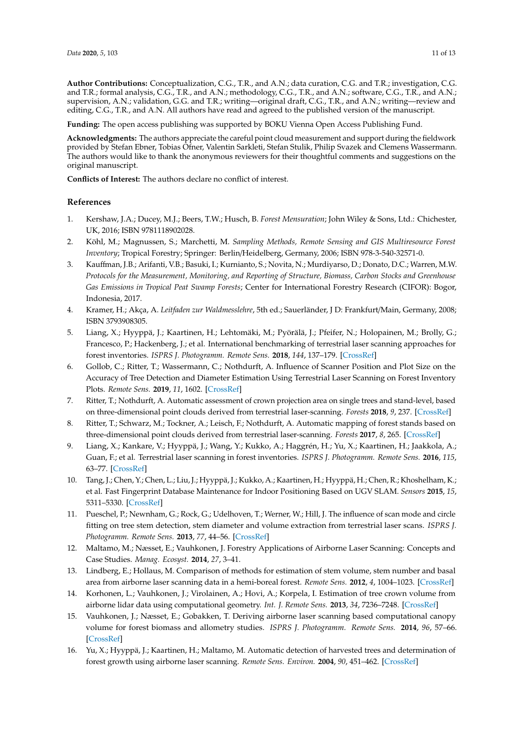**Author Contributions:** Conceptualization, C.G., T.R., and A.N.; data curation, C.G. and T.R.; investigation, C.G. and T.R.; formal analysis, C.G., T.R., and A.N.; methodology, C.G., T.R., and A.N.; software, C.G., T.R., and A.N.; supervision, A.N.; validation, G.G. and T.R.; writing—original draft, C.G., T.R., and A.N.; writing—review and editing, C.G., T.R., and A.N. All authors have read and agreed to the published version of the manuscript.

**Funding:** The open access publishing was supported by BOKU Vienna Open Access Publishing Fund.

**Acknowledgments:** The authors appreciate the careful point cloud measurement and support during the fieldwork provided by Stefan Ebner, Tobias Ofner, Valentin Sarkleti, Stefan Stulik, Philip Svazek and Clemens Wassermann. The authors would like to thank the anonymous reviewers for their thoughtful comments and suggestions on the original manuscript.

**Conflicts of Interest:** The authors declare no conflict of interest.

## References

1. Kershaw, J.A.; Ducey, M.J.; Beers, T.W.; Husch, B. *Forest Mensuration*; John Wiley & Sons, Ltd.: Chichester, UK, 2016; ISBN 9781118902028.
2. Köhl, M.; Magnussen, S.; Marchetti, M. *Sampling Methods, Remote Sensing and GIS Multiresource Forest Inventory*; Tropical Forestry; Springer: Berlin/Heidelberg, Germany, 2006; ISBN 978-3-540-32571-0.
3. Kauffman, J.B.; Arifanti, V.B.; Basuki, I.; Kurnianto, S.; Novita, N.; Murdiyarso, D.; Donato, D.C.; Warren, M.W. *Protocols for the Measurement, Monitoring, and Reporting of Structure, Biomass, Carbon Stocks and Greenhouse Gas Emissions in Tropical Peat Swamp Forests*; Center for International Forestry Research (CIFOR): Bogor, Indonesia, 2017.
4. Kramer, H.; Akça, A. *Leitfaden zur Waldmesslehre*, 5th ed.; Sauerländer, J D: Frankfurt/Main, Germany, 2008; ISBN 3793908305.
5. Liang, X.; Hyyppä, J.; Kaartinen, H.; Lehtomäki, M.; Pyörälä, J.; Pfeifer, N.; Holopainen, M.; Brolly, G.; Francesco, P.; Hackenberg, J.; et al. International benchmarking of terrestrial laser scanning approaches for forest inventories. *ISPRS J. Photogramm. Remote Sens.* **2018**, *144*, 137–179. [CrossRef]
6. Gollob, C.; Ritter, T.; Wassermann, C.; Nothdurft, A. Influence of Scanner Position and Plot Size on the Accuracy of Tree Detection and Diameter Estimation Using Terrestrial Laser Scanning on Forest Inventory Plots. *Remote Sens.* **2019**, *11*, 1602. [CrossRef]
7. Ritter, T.; Nothdurft, A. Automatic assessment of crown projection area on single trees and stand-level, based on three-dimensional point clouds derived from terrestrial laser-scanning. *Forests* **2018**, *9*, 237. [CrossRef]
8. Ritter, T.; Schwarz, M.; Tockner, A.; Leisch, F.; Nothdurft, A. Automatic mapping of forest stands based on three-dimensional point clouds derived from terrestrial laser-scanning. *Forests* **2017**, *8*, 265. [CrossRef]
9. Liang, X.; Kankare, V.; Hyyppä, J.; Wang, Y.; Kukko, A.; Haggrén, H.; Yu, X.; Kaartinen, H.; Jaakkola, A.; Guan, F.; et al. Terrestrial laser scanning in forest inventories. *ISPRS J. Photogramm. Remote Sens.* **2016**, *115*, 63–77. [CrossRef]
10. Tang, J.; Chen, Y.; Chen, L.; Liu, J.; Hyyppä, J.; Kukko, A.; Kaartinen, H.; Hyyppä, H.; Chen, R.; Khoshelham, K.; et al. Fast Fingerprint Database Maintenance for Indoor Positioning Based on UGV SLAM. *Sensors* **2015**, *15*, 5311–5330. [CrossRef]
11. Pueschel, P.; Newnham, G.; Rock, G.; Udelhoven, T.; Werner, W.; Hill, J. The influence of scan mode and circle fitting on tree stem detection, stem diameter and volume extraction from terrestrial laser scans. *ISPRS J. Photogramm. Remote Sens.* **2013**, *77*, 44–56. [CrossRef]
12. Maltamo, M.; Næsset, E.; Vauhkonen, J. Forestry Applications of Airborne Laser Scanning: Concepts and Case Studies. *Manag. Ecosyst.* **2014**, *27*, 3–41.
13. Lindberg, E.; Hollaus, M. Comparison of methods for estimation of stem volume, stem number and basal area from airborne laser scanning data in a hemi-boreal forest. *Remote Sens.* **2012**, *4*, 1004–1023. [CrossRef]
14. Korhonen, L.; Vauhkonen, J.; Virolainen, A.; Hovi, A.; Korpela, I. Estimation of tree crown volume from airborne lidar data using computational geometry. *Int. J. Remote Sens.* **2013**, *34*, 7236–7248. [CrossRef]
15. Vauhkonen, J.; Næsset, E.; Gobakken, T. Deriving airborne laser scanning based computational canopy volume for forest biomass and allometry studies. *ISPRS J. Photogramm. Remote Sens.* **2014**, *96*, 57–66. [CrossRef]
16. Yu, X.; Hyyppä, J.; Kaartinen, H.; Maltamo, M. Automatic detection of harvested trees and determination of forest growth using airborne laser scanning. *Remote Sens. Environ.* **2004**, *90*, 451–462. [CrossRef]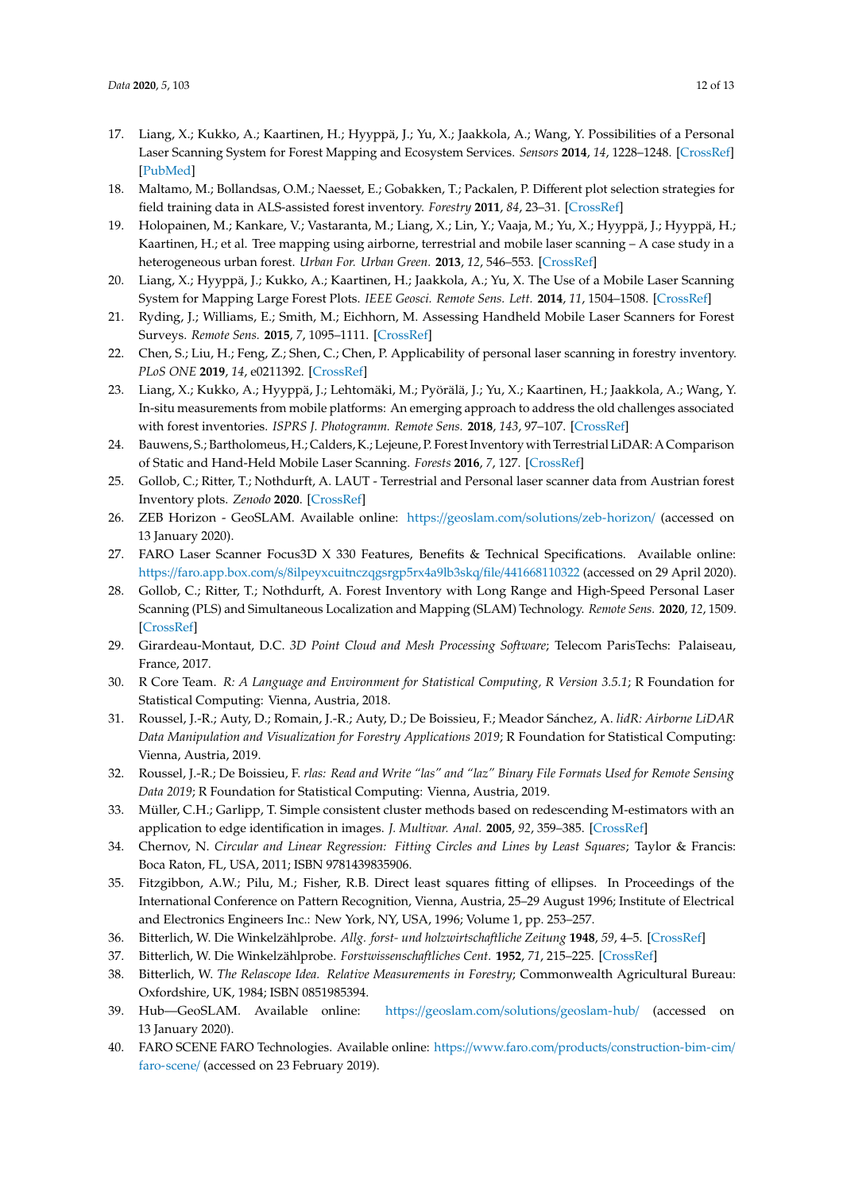17. Liang, X.; Kukko, A.; Kaartinen, H.; Hyyppä, J.; Yu, X.; Jaakkola, A.; Wang, Y. Possibilities of a Personal Laser Scanning System for Forest Mapping and Ecosystem Services. *Sensors* **2014**, *14*, 1228–1248. [CrossRef] [PubMed]
18. Maltamo, M.; Bollandsas, O.M.; Naesset, E.; Gobakken, T.; Packalen, P. Different plot selection strategies for field training data in ALS-assisted forest inventory. *Forestry* **2011**, *84*, 23–31. [CrossRef]
19. Holopainen, M.; Kankare, V.; Vastaranta, M.; Liang, X.; Lin, Y.; Vaaja, M.; Yu, X.; Hyyppä, J.; Hyyppä, H.; Kaartinen, H.; et al. Tree mapping using airborne, terrestrial and mobile laser scanning – A case study in a heterogeneous urban forest. *Urban For. Urban Green.* **2013**, *12*, 546–553. [CrossRef]
20. Liang, X.; Hyyppä, J.; Kukko, A.; Kaartinen, H.; Jaakkola, A.; Yu, X. The Use of a Mobile Laser Scanning System for Mapping Large Forest Plots. *IEEE Geosci. Remote Sens. Lett.* **2014**, *11*, 1504–1508. [CrossRef]
21. Ryding, J.; Williams, E.; Smith, M.; Eichhorn, M. Assessing Handheld Mobile Laser Scanners for Forest Surveys. *Remote Sens.* **2015**, *7*, 1095–1111. [CrossRef]
22. Chen, S.; Liu, H.; Feng, Z.; Shen, C.; Chen, P. Applicability of personal laser scanning in forestry inventory. *PLoS ONE* **2019**, *14*, e0211392. [CrossRef]
23. Liang, X.; Kukko, A.; Hyyppä, J.; Lehtomäki, M.; Pyörälä, J.; Yu, X.; Kaartinen, H.; Jaakkola, A.; Wang, Y. In-situ measurements from mobile platforms: An emerging approach to address the old challenges associated with forest inventories. *ISPRS J. Photogramm. Remote Sens.* **2018**, *143*, 97–107. [CrossRef]
24. Bauwens, S.; Bartholomeus, H.; Calders, K.; Lejeune, P. Forest Inventory with Terrestrial LiDAR: A Comparison of Static and Hand-Held Mobile Laser Scanning. *Forests* **2016**, *7*, 127. [CrossRef]
25. Gollob, C.; Ritter, T.; Nothdurft, A. LAUT - Terrestrial and Personal laser scanner data from Austrian forest Inventory plots. *Zenodo* **2020**. [CrossRef]
26. ZEB Horizon - GeoSLAM. Available online: https://geoslam.com/solutions/zeb-horizon/ (accessed on 13 January 2020).
27. FARO Laser Scanner Focus3D X 330 Features, Benefits & Technical Specifications. Available online: https://faro.app.box.com/s/8ilpeyxcuitnczqgsrgp5rx4a9lb3skq/file/441668110322 (accessed on 29 April 2020).
28. Gollob, C.; Ritter, T.; Nothdurft, A. Forest Inventory with Long Range and High-Speed Personal Laser Scanning (PLS) and Simultaneous Localization and Mapping (SLAM) Technology. *Remote Sens.* **2020**, *12*, 1509. [CrossRef]
29. Girardeau-Montaut, D.C. *3D Point Cloud and Mesh Processing Software*; Telecom ParisTechs: Palaiseau, France, 2017.
30. R Core Team. *R: A Language and Environment for Statistical Computing, R Version 3.5.1*; R Foundation for Statistical Computing: Vienna, Austria, 2018.
31. Roussel, J.-R.; Auty, D.; Romain, J.-R.; Auty, D.; De Boissieu, F.; Meador Sánchez, A. *lidR: Airborne LiDAR Data Manipulation and Visualization for Forestry Applications 2019*; R Foundation for Statistical Computing: Vienna, Austria, 2019.
32. Roussel, J.-R.; De Boissieu, F. *rlas: Read and Write "las" and "laz" Binary File Formats Used for Remote Sensing Data 2019*; R Foundation for Statistical Computing: Vienna, Austria, 2019.
33. Müller, C.H.; Garlipp, T. Simple consistent cluster methods based on redescending M-estimators with an application to edge identification in images. *J. Multivar. Anal.* **2005**, *92*, 359–385. [CrossRef]
34. Chernov, N. *Circular and Linear Regression: Fitting Circles and Lines by Least Squares*; Taylor & Francis: Boca Raton, FL, USA, 2011; ISBN 9781439835906.
35. Fitzgibbon, A.W.; Pilu, M.; Fisher, R.B. Direct least squares fitting of ellipses. In Proceedings of the International Conference on Pattern Recognition, Vienna, Austria, 25–29 August 1996; Institute of Electrical and Electronics Engineers Inc.: New York, NY, USA, 1996; Volume 1, pp. 253–257.
36. Bitterlich, W. Die Winkelzählprobe. *Allg. forst- und holzwirtschaftliche Zeitung* **1948**, *59*, 4–5. [CrossRef]
37. Bitterlich, W. Die Winkelzählprobe. *Forstwissenschaftliches Cent.* **1952**, *71*, 215–225. [CrossRef]
38. Bitterlich, W. *The Relascope Idea. Relative Measurements in Forestry*; Commonwealth Agricultural Bureau: Oxfordshire, UK, 1984; ISBN 0851985394.
39. Hub—GeoSLAM. Available online: https://geoslam.com/solutions/geoslam-hub/ (accessed on 13 January 2020).
40. FARO SCENE FARO Technologies. Available online: https://www.faro.com/products/construction-bim-cim/faro-scene/ (accessed on 23 February 2019).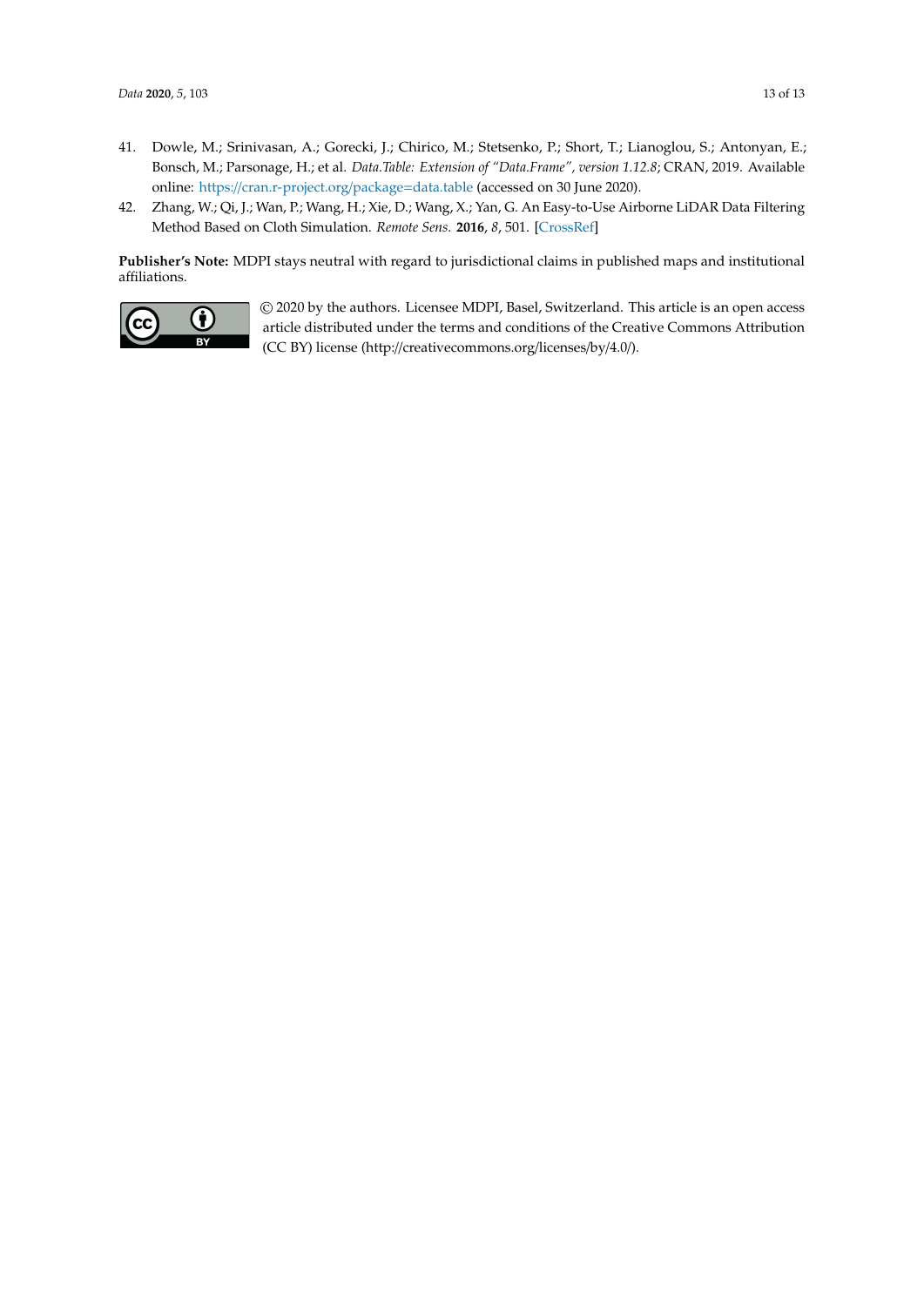41. Dowle, M.; Srinivasan, A.; Gorecki, J.; Chirico, M.; Stetsenko, P.; Short, T.; Lianoglou, S.; Antonyan, E.; Bonsch, M.; Parsonage, H.; et al. *Data.Table: Extension of "Data.Frame", version 1.12.8*; CRAN, 2019. Available online: https://cran.r-project.org/package=data.table (accessed on 30 June 2020).
42. Zhang, W.; Qi, J.; Wan, P.; Wang, H.; Xie, D.; Wang, X.; Yan, G. An Easy-to-Use Airborne LiDAR Data Filtering Method Based on Cloth Simulation. *Remote Sens.* **2016**, *8*, 501. [CrossRef]

**Publisher's Note:** MDPI stays neutral with regard to jurisdictional claims in published maps and institutional affiliations.

© 2020 by the authors. Licensee MDPI, Basel, Switzerland. This article is an open access article distributed under the terms and conditions of the Creative Commons Attribution (CC BY) license (http://creativecommons.org/licenses/by/4.0/).